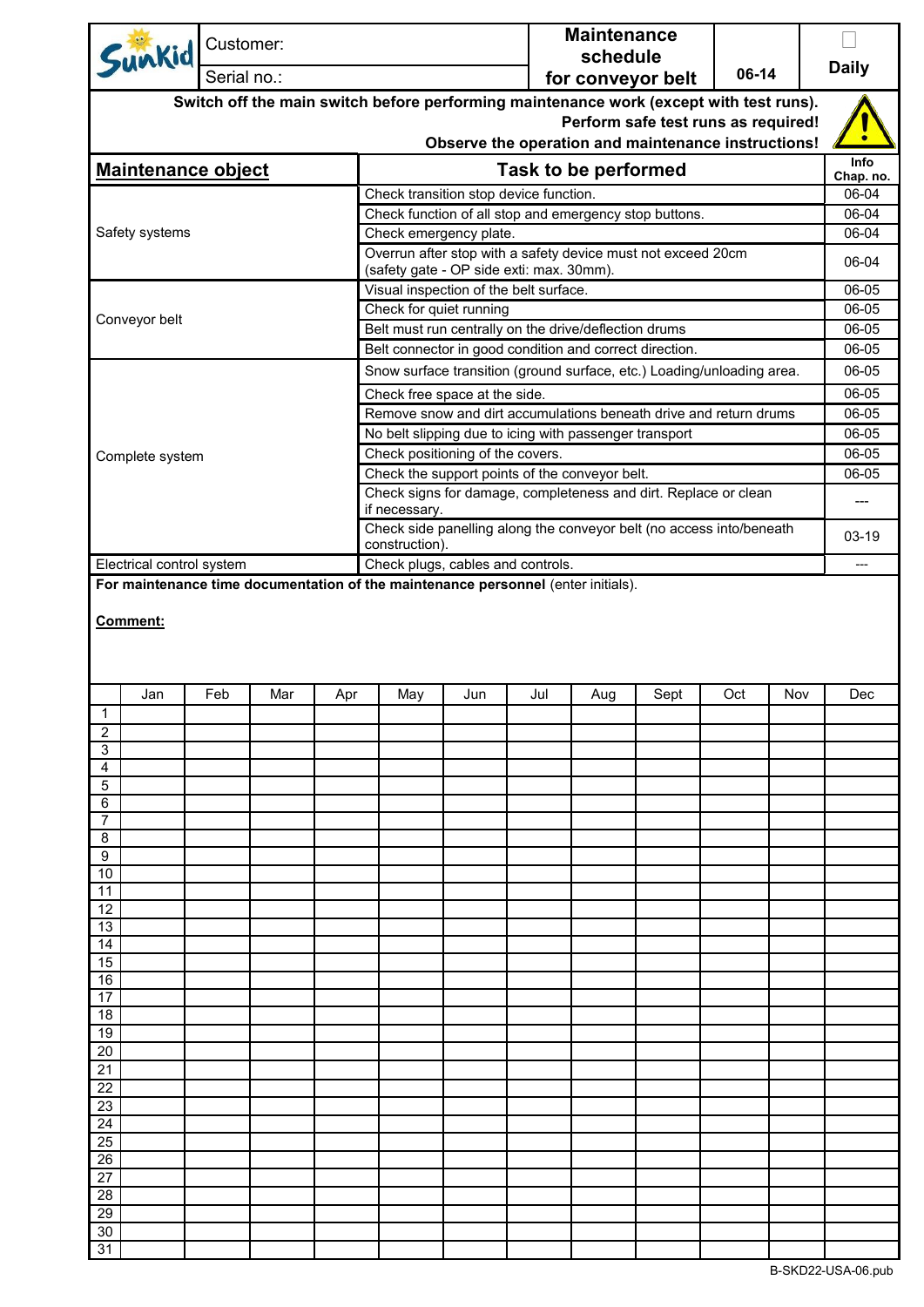| Sunkid | Customer: | Maintenance schedule for conveyor belt | 06-14 | ☐ Daily |
|---|---|---|---|---|
| | Serial no.: | | | |

**Switch off the main switch before performing maintenance work (except with test runs).**
**Perform safe test runs as required!**
**Observe the operation and maintenance instructions!**

| Maintenance object | Task to be performed | Info Chap. no. |
|---|---|---|
| Safety systems | Check transition stop device function. | 06-04 |
| | Check function of all stop and emergency stop buttons. | 06-04 |
| | Check emergency plate. | 06-04 |
| | Overrun after stop with a safety device must not exceed 20cm (safety gate - OP side exti: max. 30mm). | 06-04 |
| Conveyor belt | Visual inspection of the belt surface. | 06-05 |
| | Check for quiet running | 06-05 |
| | Belt must run centrally on the drive/deflection drums | 06-05 |
| | Belt connector in good condition and correct direction. | 06-05 |
| Complete system | Snow surface transition (ground surface, etc.) Loading/unloading area. | 06-05 |
| | Check free space at the side. | 06-05 |
| | Remove snow and dirt accumulations beneath drive and return drums | 06-05 |
| | No belt slipping due to icing with passenger transport | 06-05 |
| | Check positioning of the covers. | 06-05 |
| | Check the support points of the conveyor belt. | 06-05 |
| | Check signs for damage, completeness and dirt. Replace or clean if necessary. | --- |
| | Check side panelling along the conveyor belt (no access into/beneath construction). | 03-19 |
| Electrical control system | Check plugs, cables and controls. | --- |

**For maintenance time documentation of the maintenance personnel** (enter initials).

**Comment:**

| | Jan | Feb | Mar | Apr | May | Jun | Jul | Aug | Sept | Oct | Nov | Dec |
|---|---|---|---|---|---|---|---|---|---|---|---|---|
| 1 | | | | | | | | | | | | |
| 2 | | | | | | | | | | | | |
| 3 | | | | | | | | | | | | |
| 4 | | | | | | | | | | | | |
| 5 | | | | | | | | | | | | |
| 6 | | | | | | | | | | | | |
| 7 | | | | | | | | | | | | |
| 8 | | | | | | | | | | | | |
| 9 | | | | | | | | | | | | |
| 10 | | | | | | | | | | | | |
| 11 | | | | | | | | | | | | |
| 12 | | | | | | | | | | | | |
| 13 | | | | | | | | | | | | |
| 14 | | | | | | | | | | | | |
| 15 | | | | | | | | | | | | |
| 16 | | | | | | | | | | | | |
| 17 | | | | | | | | | | | | |
| 18 | | | | | | | | | | | | |
| 19 | | | | | | | | | | | | |
| 20 | | | | | | | | | | | | |
| 21 | | | | | | | | | | | | |
| 22 | | | | | | | | | | | | |
| 23 | | | | | | | | | | | | |
| 24 | | | | | | | | | | | | |
| 25 | | | | | | | | | | | | |
| 26 | | | | | | | | | | | | |
| 27 | | | | | | | | | | | | |
| 28 | | | | | | | | | | | | |
| 29 | | | | | | | | | | | | |
| 30 | | | | | | | | | | | | |
| 31 | | | | | | | | | | | | |

B-SKD22-USA-06.pub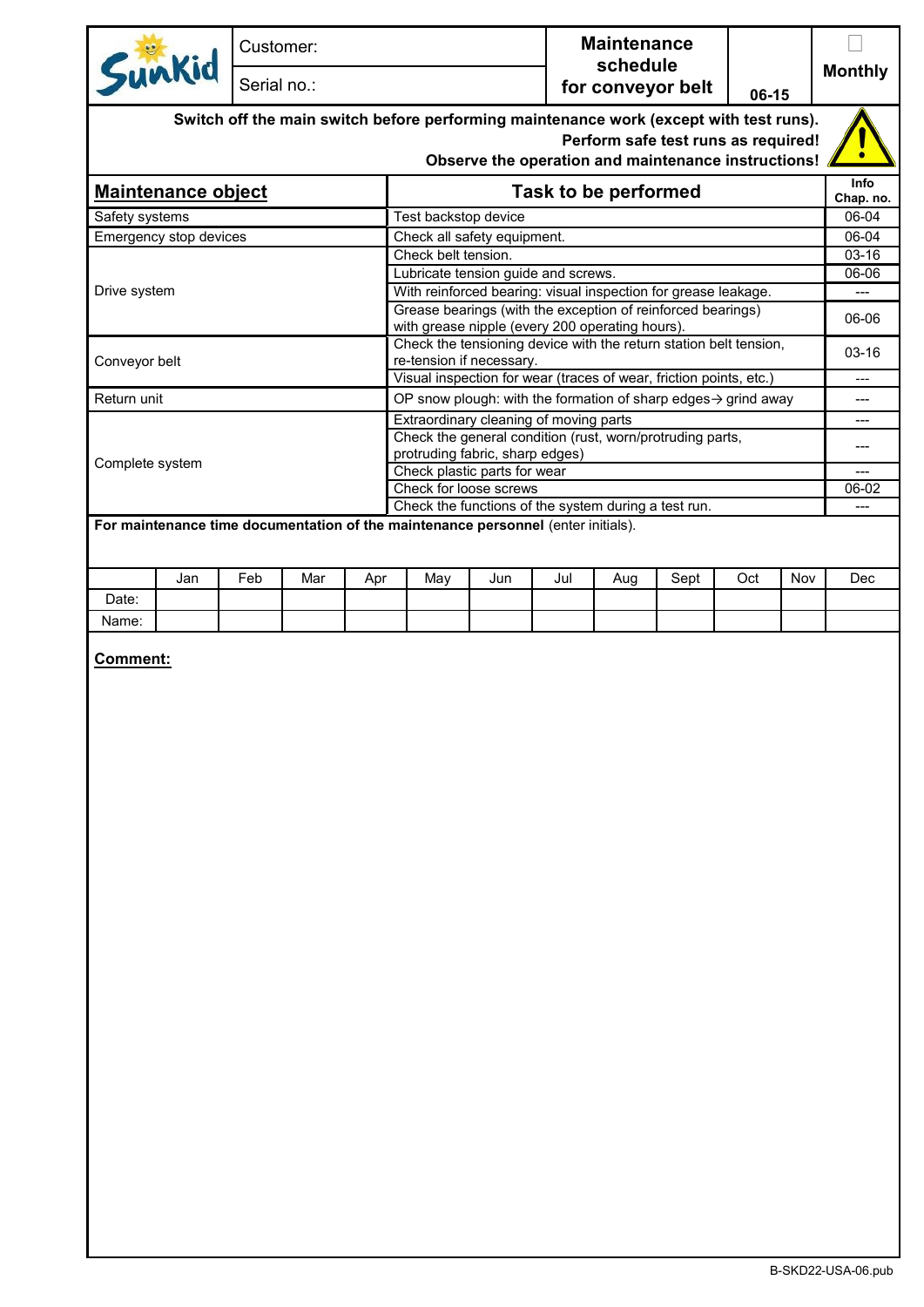| Sunkid | Customer: | Maintenance schedule for conveyor belt | 06-15 | ☐ Monthly |
|---|---|---|---|---|
| | Serial no.: | | | |

**Switch off the main switch before performing maintenance work (except with test runs).**
**Perform safe test runs as required!**
**Observe the operation and maintenance instructions!**

| Maintenance object | Task to be performed | Info Chap. no. |
|---|---|---|
| Safety systems | Test backstop device | 06-04 |
| Emergency stop devices | Check all safety equipment. | 06-04 |
| Drive system | Check belt tension. | 03-16 |
| | Lubricate tension guide and screws. | 06-06 |
| | With reinforced bearing: visual inspection for grease leakage. | --- |
| | Grease bearings (with the exception of reinforced bearings) with grease nipple (every 200 operating hours). | 06-06 |
| Conveyor belt | Check the tensioning device with the return station belt tension, re-tension if necessary. | 03-16 |
| | Visual inspection for wear (traces of wear, friction points, etc.) | --- |
| Return unit | OP snow plough: with the formation of sharp edges→ grind away | --- |
| Complete system | Extraordinary cleaning of moving parts | --- |
| | Check the general condition (rust, worn/protruding parts, protruding fabric, sharp edges) | --- |
| | Check plastic parts for wear | --- |
| | Check for loose screws | 06-02 |
| | Check the functions of the system during a test run. | --- |

**For maintenance time documentation of the maintenance personnel** (enter initials).

| | Jan | Feb | Mar | Apr | May | Jun | Jul | Aug | Sept | Oct | Nov | Dec |
|---|---|---|---|---|---|---|---|---|---|---|---|---|
| Date: | | | | | | | | | | | | |
| Name: | | | | | | | | | | | | |

**Comment:**

B-SKD22-USA-06.pub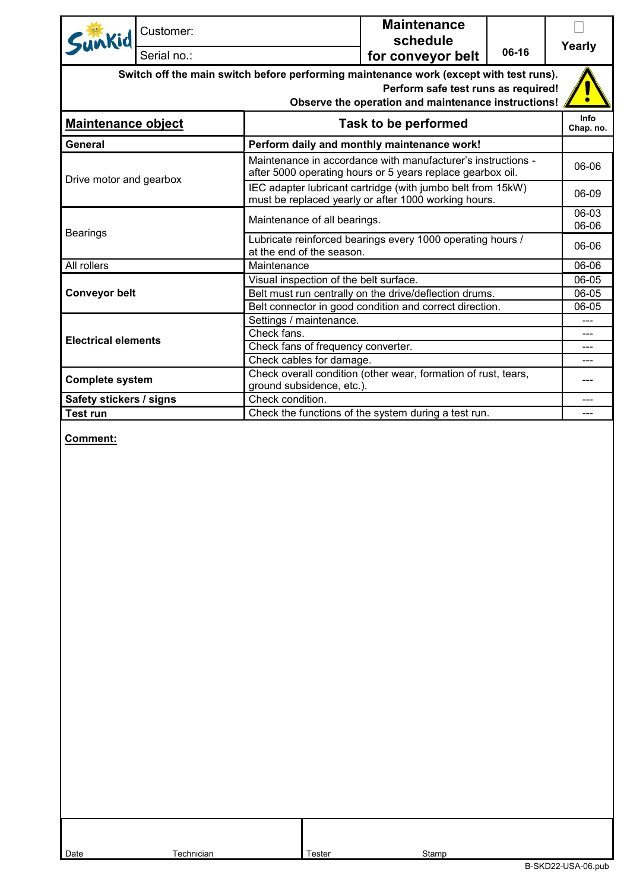| Sunkid | Customer: | Maintenance schedule for conveyor belt | 06-16 | ☐ Yearly |
|---|---|---|---|---|
| | Serial no.: | | | |

**Switch off the main switch before performing maintenance work (except with test runs).**
**Perform safe test runs as required!**
**Observe the operation and maintenance instructions!**

| Maintenance object | Task to be performed | Info Chap. no. |
|---|---|---|
| **General** | **Perform daily and monthly maintenance work!** | |
| Drive motor and gearbox | Maintenance in accordance with manufacturer's instructions - after 5000 operating hours or 5 years replace gearbox oil. | 06-06 |
| | IEC adapter lubricant cartridge (with jumbo belt from 15kW) must be replaced yearly or after 1000 working hours. | 06-09 |
| Bearings | Maintenance of all bearings. | 06-03 06-06 |
| | Lubricate reinforced bearings every 1000 operating hours / at the end of the season. | 06-06 |
| All rollers | Maintenance | 06-06 |
| **Conveyor belt** | Visual inspection of the belt surface. | 06-05 |
| | Belt must run centrally on the drive/deflection drums. | 06-05 |
| | Belt connector in good condition and correct direction. | 06-05 |
| **Electrical elements** | Settings / maintenance. | --- |
| | Check fans. | --- |
| | Check fans of frequency converter. | --- |
| | Check cables for damage. | --- |
| **Complete system** | Check overall condition (other wear, formation of rust, tears, ground subsidence, etc.). | --- |
| **Safety stickers / signs** | Check condition. | --- |
| **Test run** | Check the functions of the system during a test run. | --- |

**Comment:**

| Date | Technician | Tester | Stamp |
|---|---|---|---|
| | | | |

B-SKD22-USA-06.pub